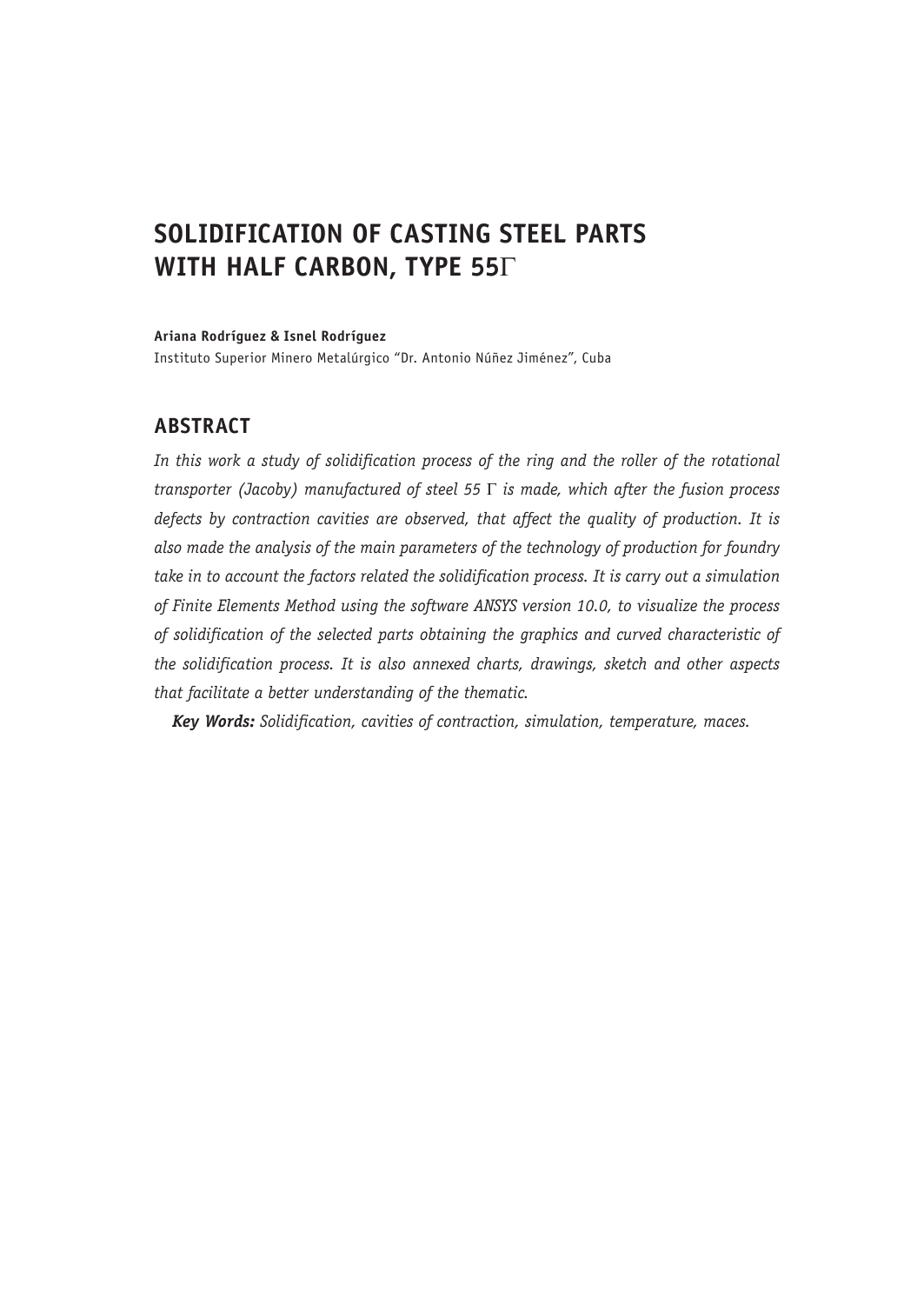# SOLIDIFICATION OF CASTING STEEL PARTS WITH HALF CARBON, TYPE 55Γ

**Ariana Rodríguez & Isnel Rodríguez**

Instituto Superior Minero Metalúrgico "Dr. Antonio Núñez Jiménez", Cuba

## ABSTRACT

*In this work a study of solidification process of the ring and the roller of the rotational transporter (Jacoby) manufactured of steel 55 Γ is made, which after the fusion process defects by contraction cavities are observed, that affect the quality of production. It is also made the analysis of the main parameters of the technology of production for foundry take in to account the factors related the solidification process. It is carry out a simulation of Finite Elements Method using the software ANSYS version 10.0, to visualize the process of solidification of the selected parts obtaining the graphics and curved characteristic of the solidification process. It is also annexed charts, drawings, sketch and other aspects that facilitate a better understanding of the thematic.*

***Key Words:*** *Solidification, cavities of contraction, simulation, temperature, maces.*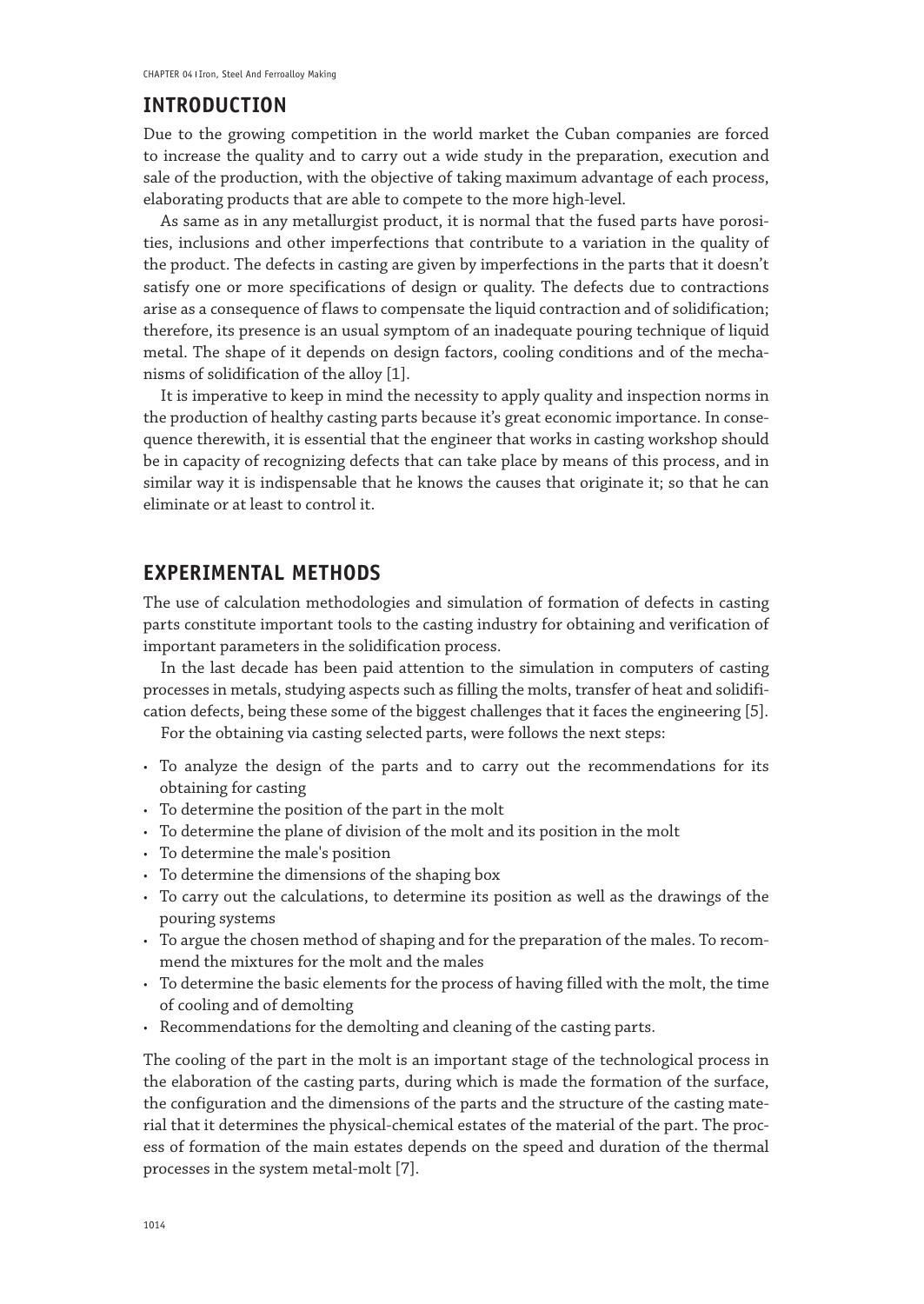## INTRODUCTION

Due to the growing competition in the world market the Cuban companies are forced to increase the quality and to carry out a wide study in the preparation, execution and sale of the production, with the objective of taking maximum advantage of each process, elaborating products that are able to compete to the more high-level.

As same as in any metallurgist product, it is normal that the fused parts have porosities, inclusions and other imperfections that contribute to a variation in the quality of the product. The defects in casting are given by imperfections in the parts that it doesn't satisfy one or more specifications of design or quality. The defects due to contractions arise as a consequence of flaws to compensate the liquid contraction and of solidification; therefore, its presence is an usual symptom of an inadequate pouring technique of liquid metal. The shape of it depends on design factors, cooling conditions and of the mechanisms of solidification of the alloy [1].

It is imperative to keep in mind the necessity to apply quality and inspection norms in the production of healthy casting parts because it's great economic importance. In consequence therewith, it is essential that the engineer that works in casting workshop should be in capacity of recognizing defects that can take place by means of this process, and in similar way it is indispensable that he knows the causes that originate it; so that he can eliminate or at least to control it.

## EXPERIMENTAL METHODS

The use of calculation methodologies and simulation of formation of defects in casting parts constitute important tools to the casting industry for obtaining and verification of important parameters in the solidification process.

In the last decade has been paid attention to the simulation in computers of casting processes in metals, studying aspects such as filling the molts, transfer of heat and solidification defects, being these some of the biggest challenges that it faces the engineering [5].

For the obtaining via casting selected parts, were follows the next steps:

- To analyze the design of the parts and to carry out the recommendations for its obtaining for casting
- To determine the position of the part in the molt
- To determine the plane of division of the molt and its position in the molt
- To determine the male's position
- To determine the dimensions of the shaping box
- To carry out the calculations, to determine its position as well as the drawings of the pouring systems
- To argue the chosen method of shaping and for the preparation of the males. To recommend the mixtures for the molt and the males
- To determine the basic elements for the process of having filled with the molt, the time of cooling and of demolting
- Recommendations for the demolting and cleaning of the casting parts.

The cooling of the part in the molt is an important stage of the technological process in the elaboration of the casting parts, during which is made the formation of the surface, the configuration and the dimensions of the parts and the structure of the casting material that it determines the physical-chemical estates of the material of the part. The process of formation of the main estates depends on the speed and duration of the thermal processes in the system metal-molt [7].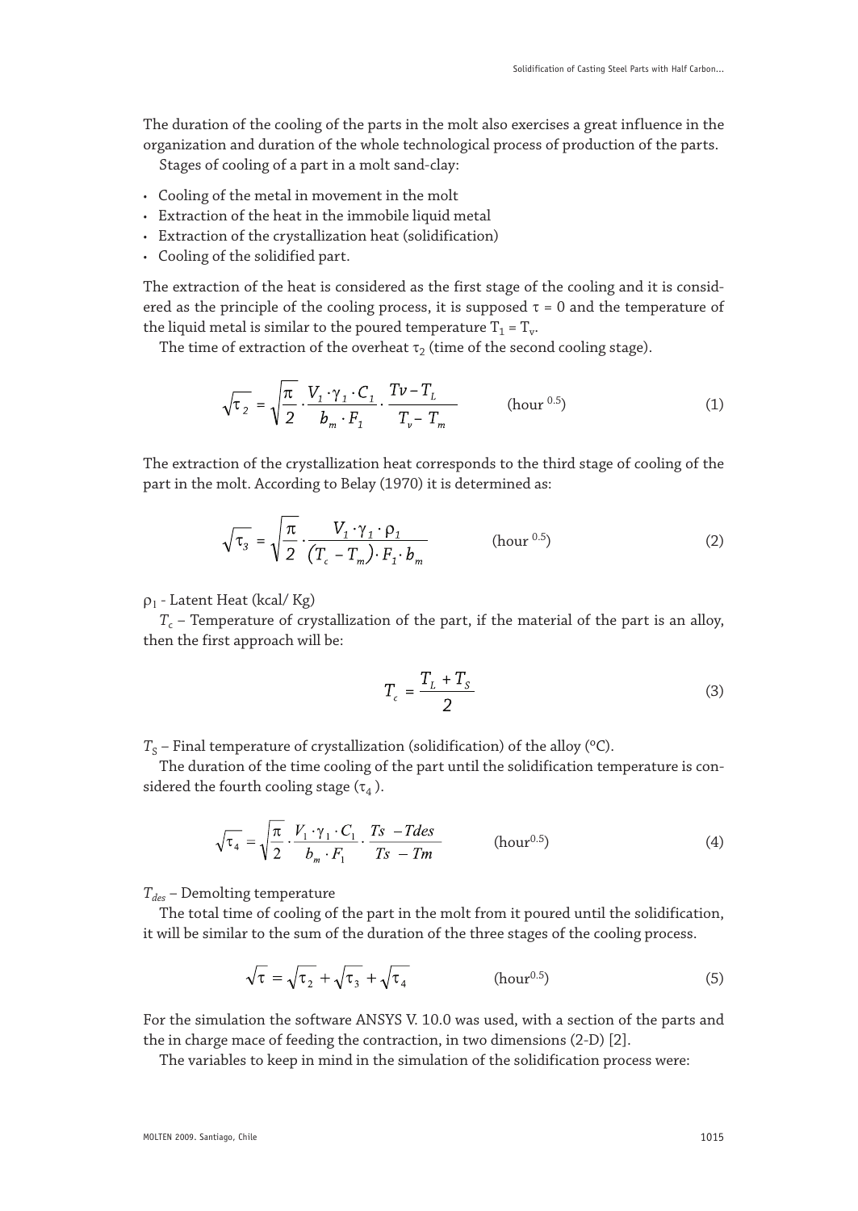The duration of the cooling of the parts in the molt also exercises a great influence in the organization and duration of the whole technological process of production of the parts.

Stages of cooling of a part in a molt sand-clay:

- Cooling of the metal in movement in the molt
- Extraction of the heat in the immobile liquid metal
- Extraction of the crystallization heat (solidification)
- Cooling of the solidified part.

The extraction of the heat is considered as the first stage of the cooling and it is considered as the principle of the cooling process, it is supposed $\tau = 0$ and the temperature of the liquid metal is similar to the poured temperature $T_1 = T_v$.

The time of extraction of the overheat $\tau_2$ (time of the second cooling stage).

$$\sqrt{\tau_2} = \sqrt{\frac{\pi}{2}} \cdot \frac{V_1 \cdot \gamma_1 \cdot C_1}{b_m \cdot F_1} \cdot \frac{Tv - T_L}{T_v - T_m} \qquad (\text{hour}^{0.5}) \tag{1}$$

The extraction of the crystallization heat corresponds to the third stage of cooling of the part in the molt. According to Belay (1970) it is determined as:

$$\sqrt{\tau_3} = \sqrt{\frac{\pi}{2}} \cdot \frac{V_1 \cdot \gamma_1 \cdot \rho_1}{(T_c - T_m) \cdot F_1 \cdot b_m} \qquad (\text{hour}^{0.5}) \tag{2}$$

$\rho_1$ - Latent Heat (kcal/ Kg)

$T_c$ – Temperature of crystallization of the part, if the material of the part is an alloy, then the first approach will be:

$$T_c = \frac{T_L + T_S}{2} \tag{3}$$

$T_S$ – Final temperature of crystallization (solidification) of the alloy (ºC).

The duration of the time cooling of the part until the solidification temperature is considered the fourth cooling stage ($\tau_4$).

$$\sqrt{\tau_4} = \sqrt{\frac{\pi}{2}} \cdot \frac{V_1 \cdot \gamma_1 \cdot C_1}{b_m \cdot F_1} \cdot \frac{Ts - Tdes}{Ts - Tm} \qquad (\text{hour}^{0.5}) \tag{4}$$

$T_{des}$ – Demolting temperature

The total time of cooling of the part in the molt from it poured until the solidification, it will be similar to the sum of the duration of the three stages of the cooling process.

$$\sqrt{\tau} = \sqrt{\tau_2} + \sqrt{\tau_3} + \sqrt{\tau_4} \qquad (\text{hour}^{0.5}) \tag{5}$$

For the simulation the software ANSYS V. 10.0 was used, with a section of the parts and the in charge mace of feeding the contraction, in two dimensions (2-D) [2].

The variables to keep in mind in the simulation of the solidification process were: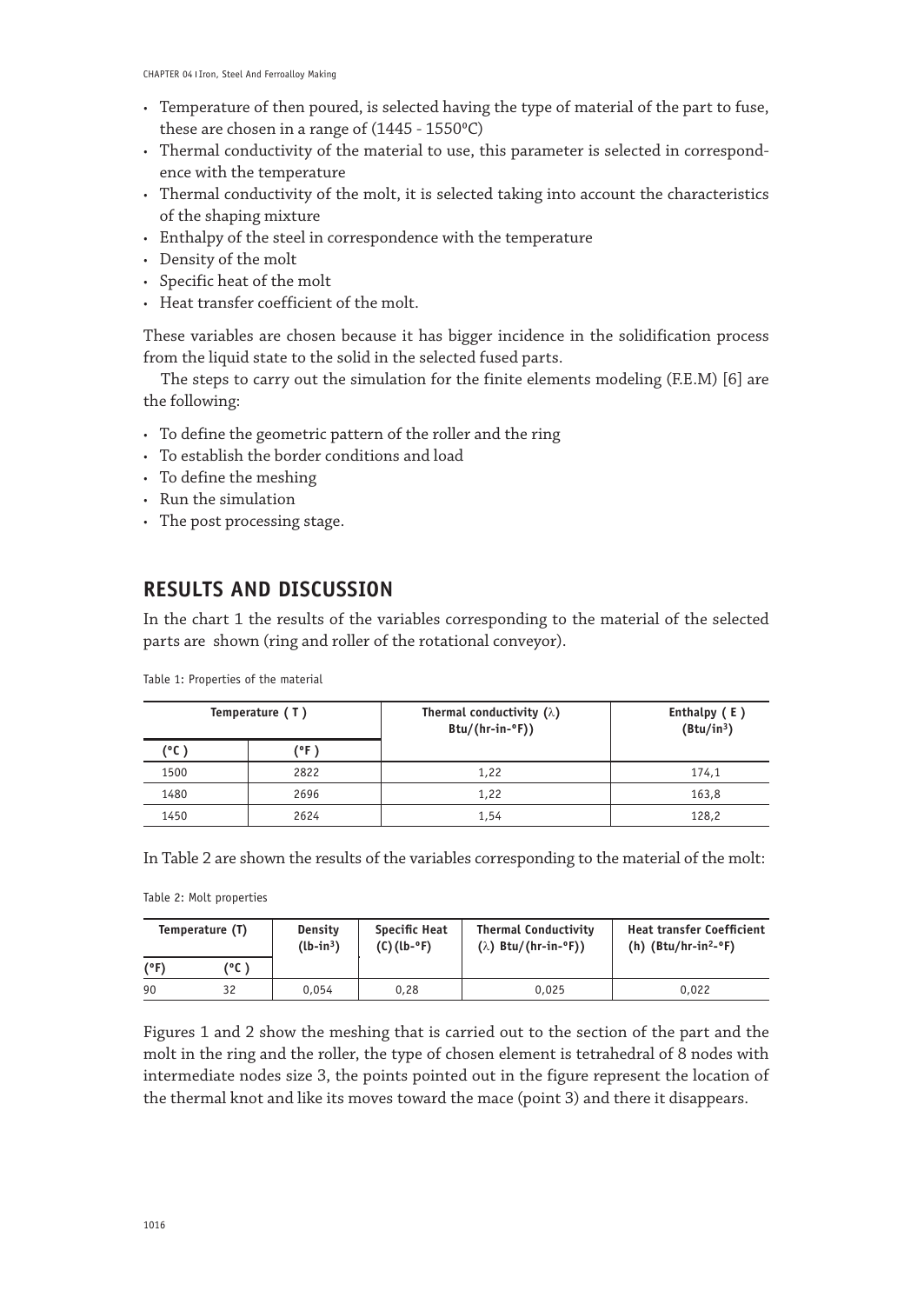- Temperature of then poured, is selected having the type of material of the part to fuse, these are chosen in a range of (1445 - 1550ºC)
- Thermal conductivity of the material to use, this parameter is selected in correspondence with the temperature
- Thermal conductivity of the molt, it is selected taking into account the characteristics of the shaping mixture
- Enthalpy of the steel in correspondence with the temperature
- Density of the molt
- Specific heat of the molt
- Heat transfer coefficient of the molt.

These variables are chosen because it has bigger incidence in the solidification process from the liquid state to the solid in the selected fused parts.

The steps to carry out the simulation for the finite elements modeling (F.E.M) [6] are the following:

- To define the geometric pattern of the roller and the ring
- To establish the border conditions and load
- To define the meshing
- Run the simulation
- The post processing stage.

## RESULTS AND DISCUSSION

In the chart 1 the results of the variables corresponding to the material of the selected parts are shown (ring and roller of the rotational conveyor).

Table 1: Properties of the material

| Temperature ( T ) | | Thermal conductivity (λ) Btu/(hr-in-°F)) | Enthalpy ( E ) (Btu/in³) |
|---|---|---|---|
| (°C ) | (°F ) | | |
| 1500 | 2822 | 1,22 | 174,1 |
| 1480 | 2696 | 1,22 | 163,8 |
| 1450 | 2624 | 1,54 | 128,2 |

In Table 2 are shown the results of the variables corresponding to the material of the molt:

Table 2: Molt properties

| Temperature (T) | | Density (lb-in³) | Specific Heat (C) (lb-°F) | Thermal Conductivity (λ) Btu/(hr-in-°F)) | Heat transfer Coefficient (h) (Btu/hr-in²-°F) |
|---|---|---|---|---|---|
| (°F) | (°C ) | | | | |
| 90 | 32 | 0,054 | 0,28 | 0,025 | 0,022 |

Figures 1 and 2 show the meshing that is carried out to the section of the part and the molt in the ring and the roller, the type of chosen element is tetrahedral of 8 nodes with intermediate nodes size 3, the points pointed out in the figure represent the location of the thermal knot and like its moves toward the mace (point 3) and there it disappears.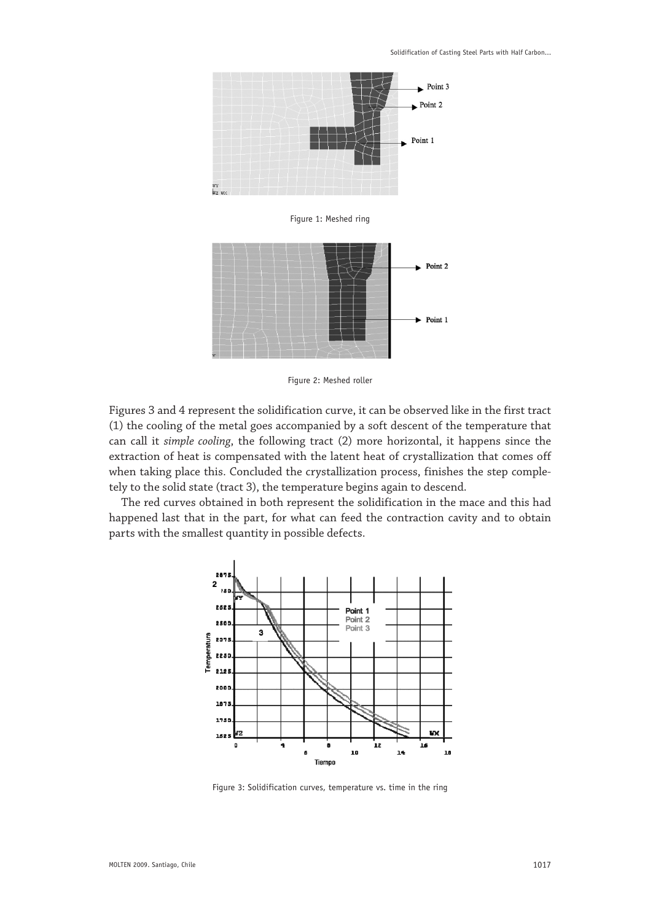Figure 1: Meshed ring

Figure 2: Meshed roller

Figures 3 and 4 represent the solidification curve, it can be observed like in the first tract (1) the cooling of the metal goes accompanied by a soft descent of the temperature that can call it *simple cooling*, the following tract (2) more horizontal, it happens since the extraction of heat is compensated with the latent heat of crystallization that comes off when taking place this. Concluded the crystallization process, finishes the step completely to the solid state (tract 3), the temperature begins again to descend.

The red curves obtained in both represent the solidification in the mace and this had happened last that in the part, for what can feed the contraction cavity and to obtain parts with the smallest quantity in possible defects.

Figure 3: Solidification curves, temperature vs. time in the ring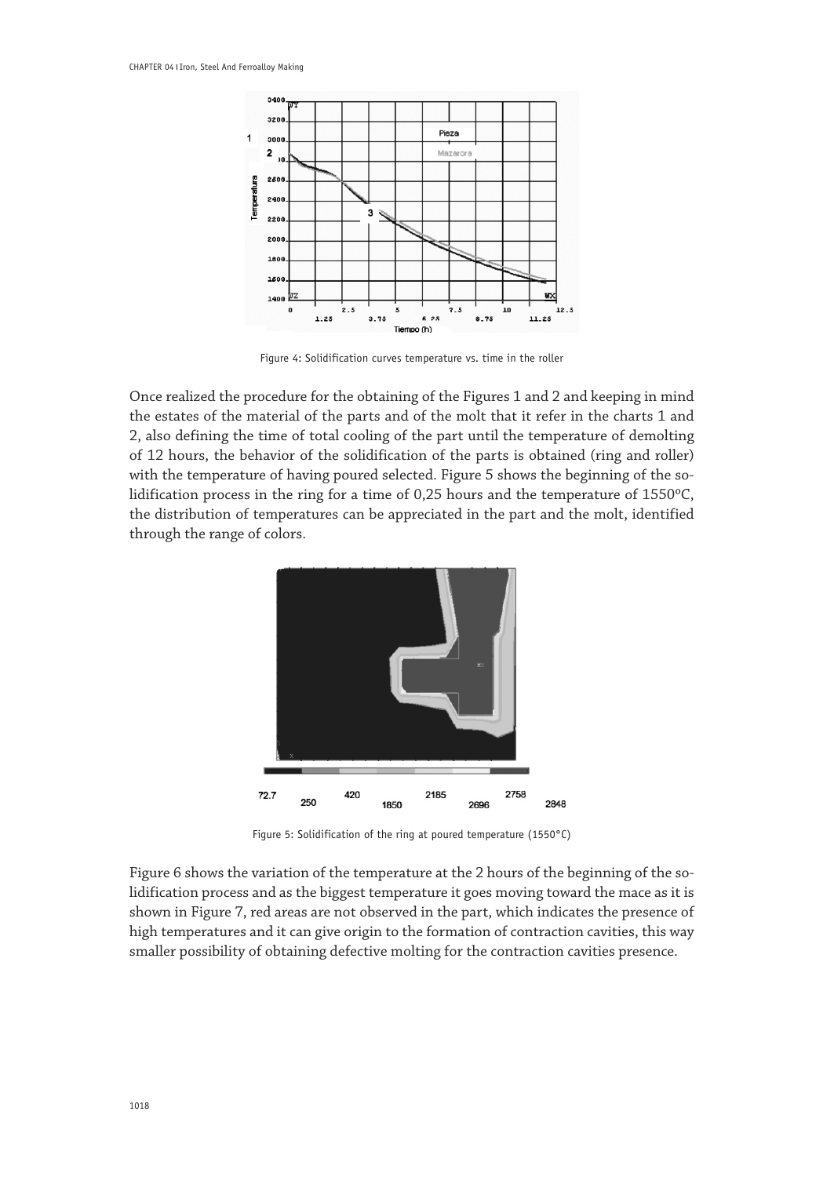Figure 4: Solidification curves temperature vs. time in the roller

Once realized the procedure for the obtaining of the Figures 1 and 2 and keeping in mind the estates of the material of the parts and of the molt that it refer in the charts 1 and 2, also defining the time of total cooling of the part until the temperature of demolting of 12 hours, the behavior of the solidification of the parts is obtained (ring and roller) with the temperature of having poured selected. Figure 5 shows the beginning of the solidification process in the ring for a time of 0,25 hours and the temperature of 1550ºC, the distribution of temperatures can be appreciated in the part and the molt, identified through the range of colors.

Figure 5: Solidification of the ring at poured temperature (1550°C)

Figure 6 shows the variation of the temperature at the 2 hours of the beginning of the solidification process and as the biggest temperature it goes moving toward the mace as it is shown in Figure 7, red areas are not observed in the part, which indicates the presence of high temperatures and it can give origin to the formation of contraction cavities, this way smaller possibility of obtaining defective molting for the contraction cavities presence.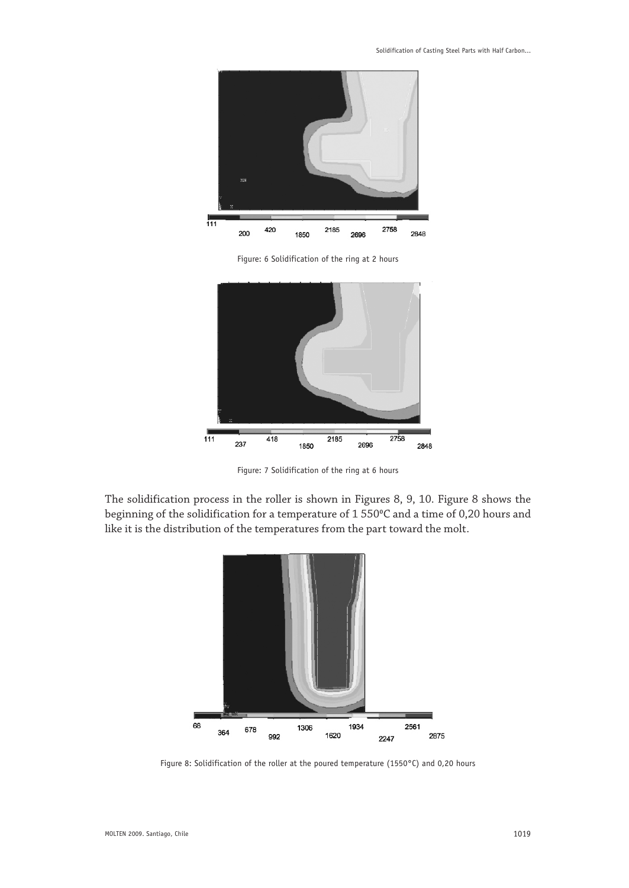Figure: 6 Solidification of the ring at 2 hours

Figure: 7 Solidification of the ring at 6 hours

The solidification process in the roller is shown in Figures 8, 9, 10. Figure 8 shows the beginning of the solidification for a temperature of 1 550ºC and a time of 0,20 hours and like it is the distribution of the temperatures from the part toward the molt.

Figure 8: Solidification of the roller at the poured temperature (1550°C) and 0,20 hours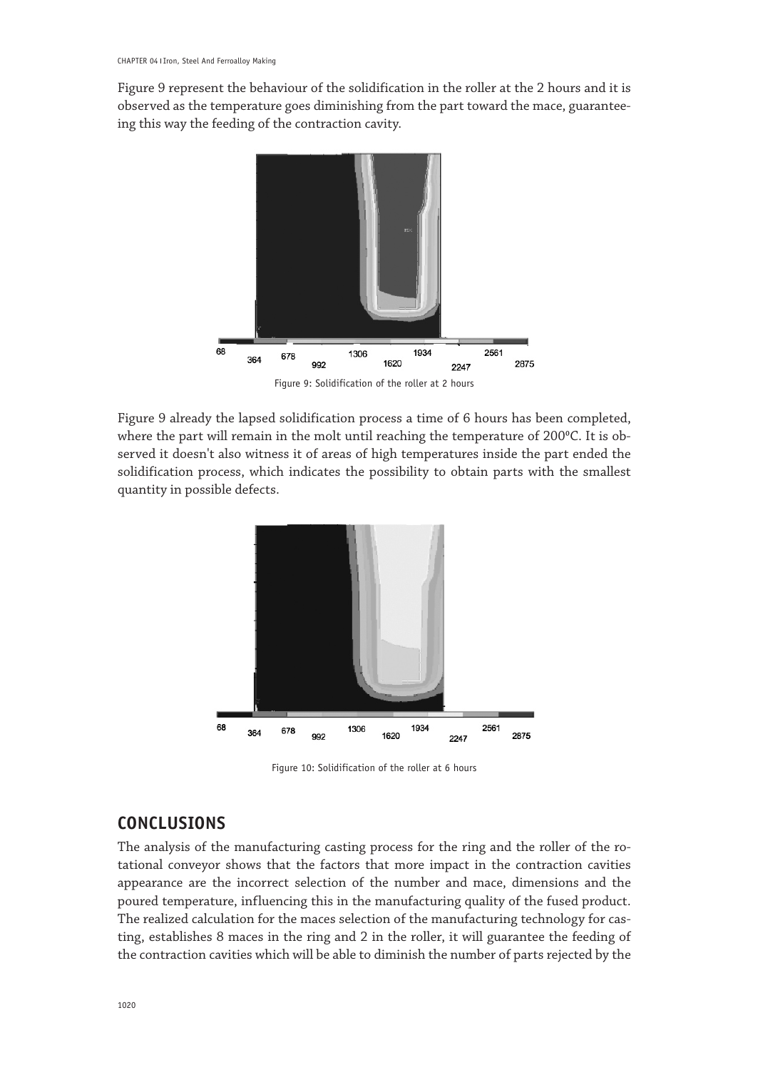Figure 9 represent the behaviour of the solidification in the roller at the 2 hours and it is observed as the temperature goes diminishing from the part toward the mace, guaranteeing this way the feeding of the contraction cavity.

Figure 9: Solidification of the roller at 2 hours

Figure 9 already the lapsed solidification process a time of 6 hours has been completed, where the part will remain in the molt until reaching the temperature of 200ºC. It is observed it doesn't also witness it of areas of high temperatures inside the part ended the solidification process, which indicates the possibility to obtain parts with the smallest quantity in possible defects.

Figure 10: Solidification of the roller at 6 hours

## CONCLUSIONS

The analysis of the manufacturing casting process for the ring and the roller of the rotational conveyor shows that the factors that more impact in the contraction cavities appearance are the incorrect selection of the number and mace, dimensions and the poured temperature, influencing this in the manufacturing quality of the fused product. The realized calculation for the maces selection of the manufacturing technology for casting, establishes 8 maces in the ring and 2 in the roller, it will guarantee the feeding of the contraction cavities which will be able to diminish the number of parts rejected by the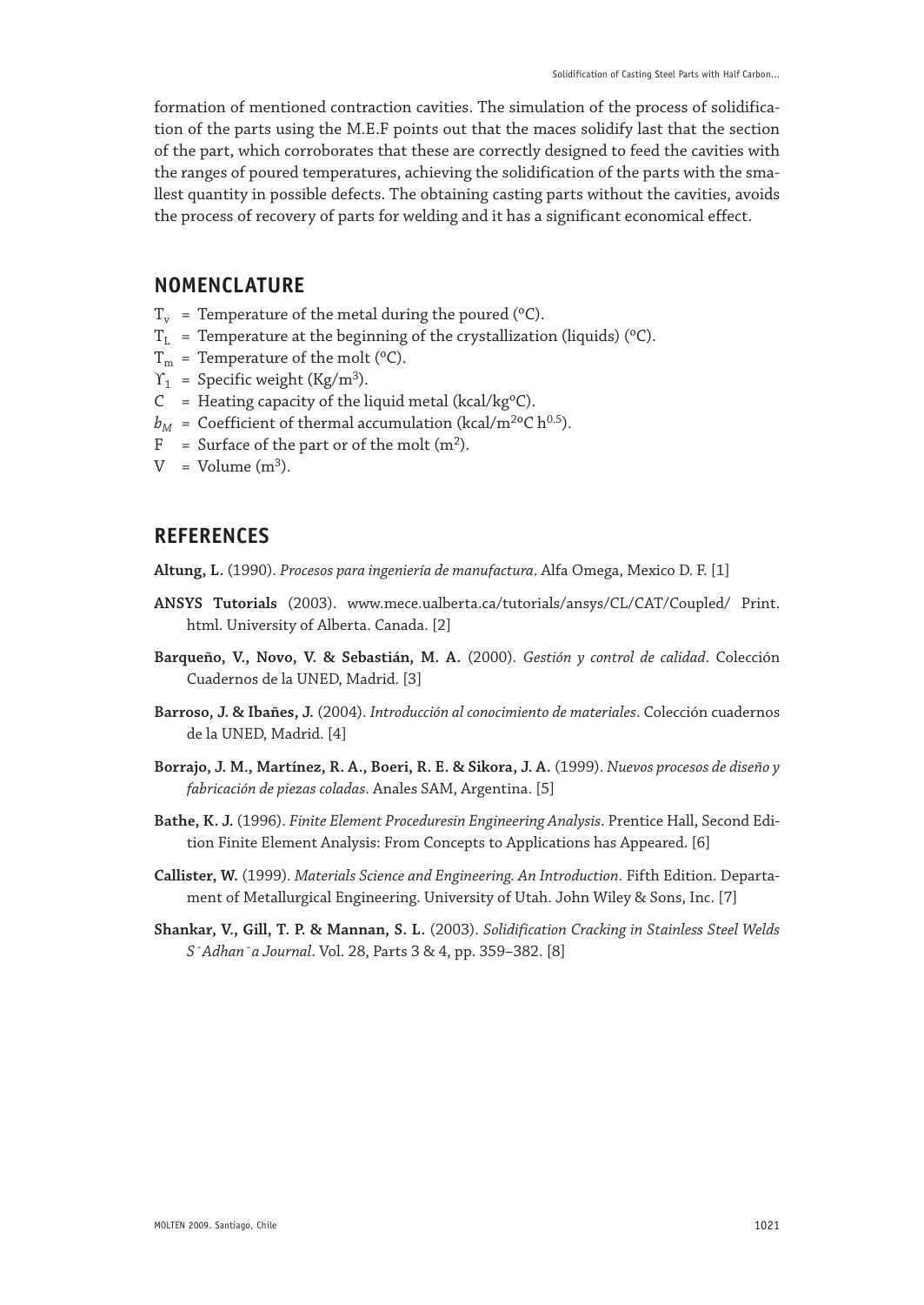formation of mentioned contraction cavities. The simulation of the process of solidification of the parts using the M.E.F points out that the maces solidify last that the section of the part, which corroborates that these are correctly designed to feed the cavities with the ranges of poured temperatures, achieving the solidification of the parts with the smallest quantity in possible defects. The obtaining casting parts without the cavities, avoids the process of recovery of parts for welding and it has a significant economical effect.

## NOMENCLATURE

$T_v$ = Temperature of the metal during the poured (ºC).  
$T_L$ = Temperature at the beginning of the crystallization (liquids) (ºC).  
$T_m$ = Temperature of the molt (ºC).  
$\Upsilon_1$ = Specific weight (Kg/m$^3$).  
C = Heating capacity of the liquid metal (kcal/kgºC).  
$b_M$ = Coefficient of thermal accumulation (kcal/m$^2$ºC h$^{0.5}$).  
F = Surface of the part or of the molt (m$^2$).  
V = Volume (m$^3$).

## REFERENCES

**Altung, L.** (1990). *Procesos para ingeniería de manufactura*. Alfa Omega, Mexico D. F. [1]

**ANSYS Tutorials** (2003). www.mece.ualberta.ca/tutorials/ansys/CL/CAT/Coupled/ Print.html. University of Alberta. Canada. [2]

**Barqueño, V., Novo, V. & Sebastián, M. A.** (2000). *Gestión y control de calidad*. Colección Cuadernos de la UNED, Madrid. [3]

**Barroso, J. & Ibañes, J.** (2004). *Introducción al conocimiento de materiales*. Colección cuadernos de la UNED, Madrid. [4]

**Borrajo, J. M., Martínez, R. A., Boeri, R. E. & Sikora, J. A.** (1999). *Nuevos procesos de diseño y fabricación de piezas coladas*. Anales SAM, Argentina. [5]

**Bathe, K. J.** (1996). *Finite Element Proceduresin Engineering Analysis*. Prentice Hall, Second Edition Finite Element Analysis: From Concepts to Applications has Appeared. [6]

**Callister, W.** (1999). *Materials Science and Engineering. An Introduction*. Fifth Edition. Departament of Metallurgical Engineering. University of Utah. John Wiley & Sons, Inc. [7]

**Shankar, V., Gill, T. P. & Mannan, S. L.** (2003). *Solidification Cracking in Stainless Steel Welds S¯Adhan¯a Journal*. Vol. 28, Parts 3 & 4, pp. 359–382. [8]